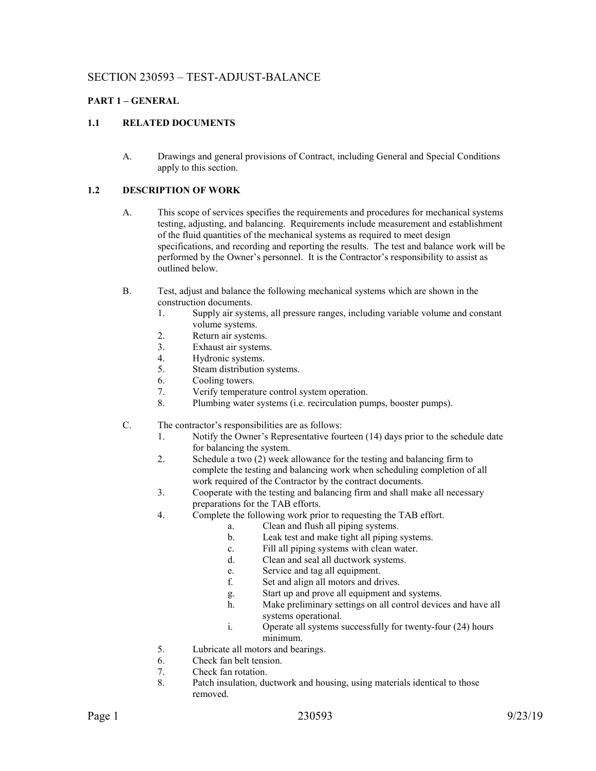# SECTION 230593 – TEST-ADJUST-BALANCE

## PART 1 – GENERAL

### 1.1 RELATED DOCUMENTS

A. Drawings and general provisions of Contract, including General and Special Conditions apply to this section.

### 1.2 DESCRIPTION OF WORK

A. This scope of services specifies the requirements and procedures for mechanical systems testing, adjusting, and balancing. Requirements include measurement and establishment of the fluid quantities of the mechanical systems as required to meet design specifications, and recording and reporting the results. The test and balance work will be performed by the Owner's personnel. It is the Contractor's responsibility to assist as outlined below.

B. Test, adjust and balance the following mechanical systems which are shown in the construction documents.

1. Supply air systems, all pressure ranges, including variable volume and constant volume systems.
2. Return air systems.
3. Exhaust air systems.
4. Hydronic systems.
5. Steam distribution systems.
6. Cooling towers.
7. Verify temperature control system operation.
8. Plumbing water systems (i.e. recirculation pumps, booster pumps).

C. The contractor's responsibilities are as follows:

1. Notify the Owner's Representative fourteen (14) days prior to the schedule date for balancing the system.
2. Schedule a two (2) week allowance for the testing and balancing firm to complete the testing and balancing work when scheduling completion of all work required of the Contractor by the contract documents.
3. Cooperate with the testing and balancing firm and shall make all necessary preparations for the TAB efforts.
4. Complete the following work prior to requesting the TAB effort.
   a. Clean and flush all piping systems.
   b. Leak test and make tight all piping systems.
   c. Fill all piping systems with clean water.
   d. Clean and seal all ductwork systems.
   e. Service and tag all equipment.
   f. Set and align all motors and drives.
   g. Start up and prove all equipment and systems.
   h. Make preliminary settings on all control devices and have all systems operational.
   i. Operate all systems successfully for twenty-four (24) hours minimum.
5. Lubricate all motors and bearings.
6. Check fan belt tension.
7. Check fan rotation.
8. Patch insulation, ductwork and housing, using materials identical to those removed.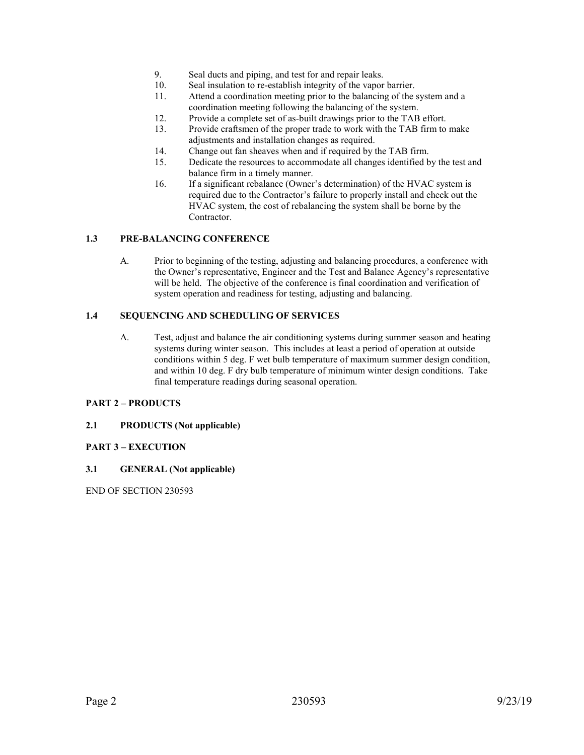9. Seal ducts and piping, and test for and repair leaks.
10. Seal insulation to re-establish integrity of the vapor barrier.
11. Attend a coordination meeting prior to the balancing of the system and a coordination meeting following the balancing of the system.
12. Provide a complete set of as-built drawings prior to the TAB effort.
13. Provide craftsmen of the proper trade to work with the TAB firm to make adjustments and installation changes as required.
14. Change out fan sheaves when and if required by the TAB firm.
15. Dedicate the resources to accommodate all changes identified by the test and balance firm in a timely manner.
16. If a significant rebalance (Owner's determination) of the HVAC system is required due to the Contractor's failure to properly install and check out the HVAC system, the cost of rebalancing the system shall be borne by the Contractor.

## 1.3 PRE-BALANCING CONFERENCE

A. Prior to beginning of the testing, adjusting and balancing procedures, a conference with the Owner's representative, Engineer and the Test and Balance Agency's representative will be held. The objective of the conference is final coordination and verification of system operation and readiness for testing, adjusting and balancing.

## 1.4 SEQUENCING AND SCHEDULING OF SERVICES

A. Test, adjust and balance the air conditioning systems during summer season and heating systems during winter season. This includes at least a period of operation at outside conditions within 5 deg. F wet bulb temperature of maximum summer design condition, and within 10 deg. F dry bulb temperature of minimum winter design conditions. Take final temperature readings during seasonal operation.

# PART 2 – PRODUCTS

## 2.1 PRODUCTS (Not applicable)

# PART 3 – EXECUTION

## 3.1 GENERAL (Not applicable)

END OF SECTION 230593